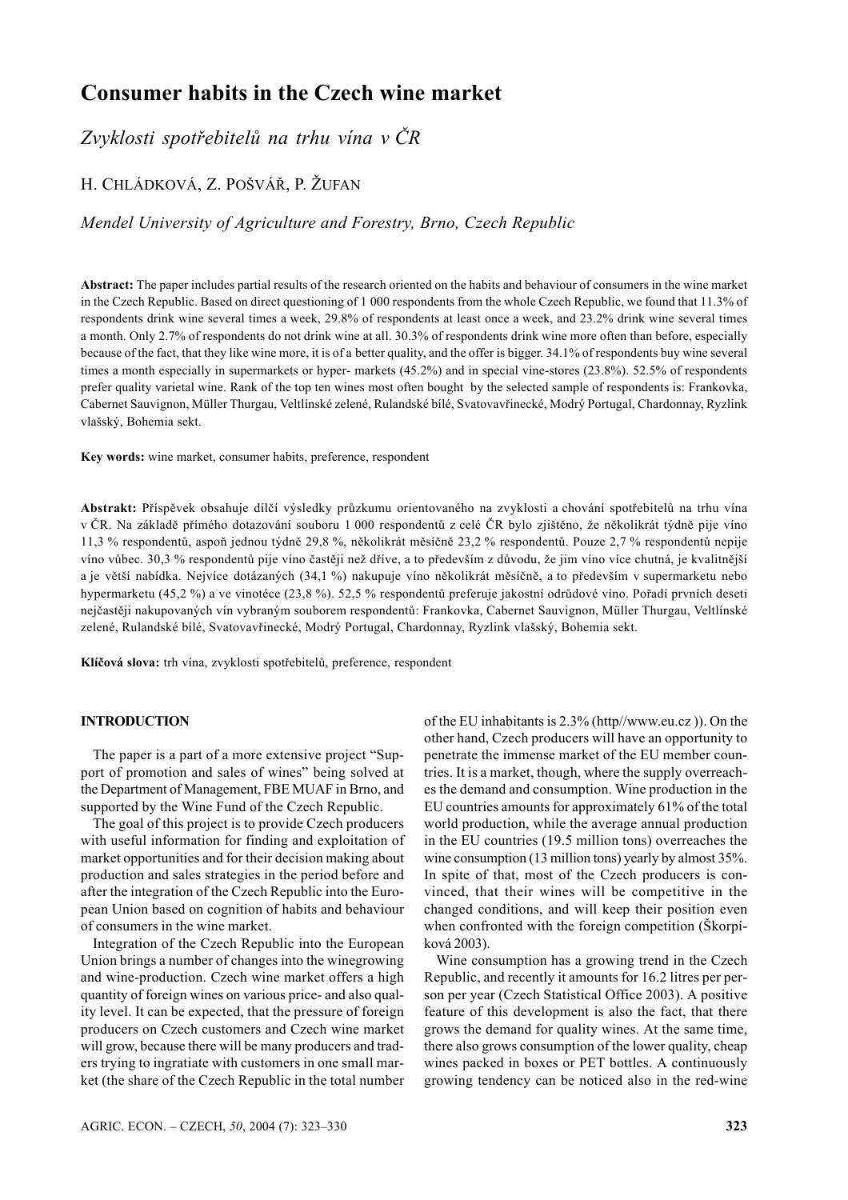# Consumer habits in the Czech wine market

*Zvyklosti spotřebitelů na trhu vína v ČR*

H. Chládková, Z. Pošvář, P. Žufan

*Mendel University of Agriculture and Forestry, Brno, Czech Republic*

**Abstract:** The paper includes partial results of the research oriented on the habits and behaviour of consumers in the wine market in the Czech Republic. Based on direct questioning of 1 000 respondents from the whole Czech Republic, we found that 11.3% of respondents drink wine several times a week, 29.8% of respondents at least once a week, and 23.2% drink wine several times a month. Only 2.7% of respondents do not drink wine at all. 30.3% of respondents drink wine more often than before, especially because of the fact, that they like wine more, it is of a better quality, and the offer is bigger. 34.1% of respondents buy wine several times a month especially in supermarkets or hyper- markets (45.2%) and in special vine-stores (23.8%). 52.5% of respondents prefer quality varietal wine. Rank of the top ten wines most often bought by the selected sample of respondents is: Frankovka, Cabernet Sauvignon, Müller Thurgau, Veltlínské zelené, Rulandské bílé, Svatovavřinecké, Modrý Portugal, Chardonnay, Ryzlink vlašský, Bohemia sekt.

**Key words:** wine market, consumer habits, preference, respondent

**Abstrakt:** Příspěvek obsahuje dílčí výsledky průzkumu orientovaného na zvyklosti a chování spotřebitelů na trhu vína v ČR. Na základě přímého dotazování souboru 1 000 respondentů z celé ČR bylo zjištěno, že několikrát týdně pije víno 11,3 % respondentů, aspoň jednou týdně 29,8 %, několikrát měsíčně 23,2 % respondentů. Pouze 2,7 % respondentů nepije víno vůbec. 30,3 % respondentů pije víno častěji než dříve, a to především z důvodu, že jim víno více chutná, je kvalitnější a je větší nabídka. Nejvíce dotázaných (34,1 %) nakupuje víno několikrát měsíčně, a to především v supermarketu nebo hypermarketu (45,2 %) a ve vinotéce (23,8 %). 52,5 % respondentů preferuje jakostní odrůdové víno. Pořadí prvních deseti nejčastěji nakupovaných vín vybraným souborem respondentů: Frankovka, Cabernet Sauvignon, Müller Thurgau, Veltlínské zelené, Rulandské bílé, Svatovavřinecké, Modrý Portugal, Chardonnay, Ryzlink vlašský, Bohemia sekt.

**Klíčová slova:** trh vína, zvyklosti spotřebitelů, preference, respondent

## INTRODUCTION

The paper is a part of a more extensive project "Support of promotion and sales of wines" being solved at the Department of Management, FBE MUAF in Brno, and supported by the Wine Fund of the Czech Republic.

The goal of this project is to provide Czech producers with useful information for finding and exploitation of market opportunities and for their decision making about production and sales strategies in the period before and after the integration of the Czech Republic into the European Union based on cognition of habits and behaviour of consumers in the wine market.

Integration of the Czech Republic into the European Union brings a number of changes into the winegrowing and wine-production. Czech wine market offers a high quantity of foreign wines on various price- and also quality level. It can be expected, that the pressure of foreign producers on Czech customers and Czech wine market will grow, because there will be many producers and traders trying to ingratiate with customers in one small market (the share of the Czech Republic in the total number of the EU inhabitants is 2.3% (http//www.eu.cz )). On the other hand, Czech producers will have an opportunity to penetrate the immense market of the EU member countries. It is a market, though, where the supply overreaches the demand and consumption. Wine production in the EU countries amounts for approximately 61% of the total world production, while the average annual production in the EU countries (19.5 million tons) overreaches the wine consumption (13 million tons) yearly by almost 35%. In spite of that, most of the Czech producers is convinced, that their wines will be competitive in the changed conditions, and will keep their position even when confronted with the foreign competition (Škorpíková 2003).

Wine consumption has a growing trend in the Czech Republic, and recently it amounts for 16.2 litres per person per year (Czech Statistical Office 2003). A positive feature of this development is also the fact, that there grows the demand for quality wines. At the same time, there also grows consumption of the lower quality, cheap wines packed in boxes or PET bottles. A continuously growing tendency can be noticed also in the red-wine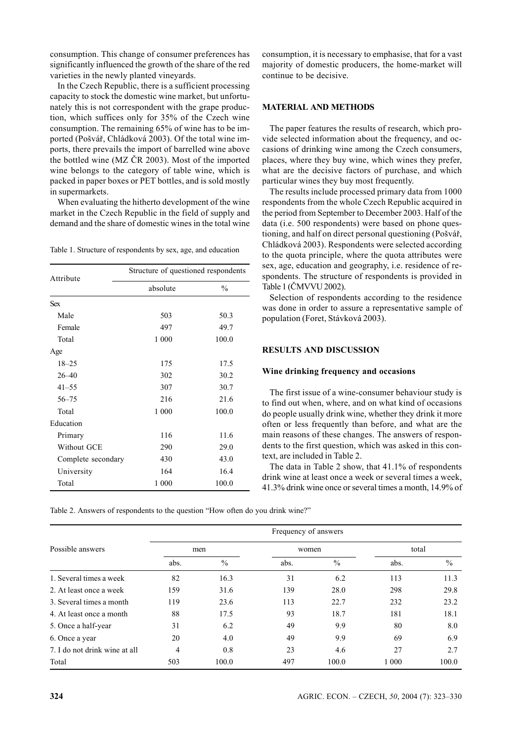consumption. This change of consumer preferences has significantly influenced the growth of the share of the red varieties in the newly planted vineyards.

In the Czech Republic, there is a sufficient processing capacity to stock the domestic wine market, but unfortunately this is not correspondent with the grape production, which suffices only for 35% of the Czech wine consumption. The remaining 65% of wine has to be imported (Pošvář, Chládková 2003). Of the total wine imports, there prevails the import of barrelled wine above the bottled wine (MZ ČR 2003). Most of the imported wine belongs to the category of table wine, which is packed in paper boxes or PET bottles, and is sold mostly in supermarkets.

When evaluating the hitherto development of the wine market in the Czech Republic in the field of supply and demand and the share of domestic wines in the total wine consumption, it is necessary to emphasise, that for a vast majority of domestic producers, the home-market will continue to be decisive.

Table 1. Structure of respondents by sex, age, and education

| Attribute | Structure of questioned respondents | |
|---|---|---|
| | absolute | % |
| Sex | | |
| Male | 503 | 50.3 |
| Female | 497 | 49.7 |
| Total | 1 000 | 100.0 |
| Age | | |
| 18–25 | 175 | 17.5 |
| 26–40 | 302 | 30.2 |
| 41–55 | 307 | 30.7 |
| 56–75 | 216 | 21.6 |
| Total | 1 000 | 100.0 |
| Education | | |
| Primary | 116 | 11.6 |
| Without GCE | 290 | 29.0 |
| Complete secondary | 430 | 43.0 |
| University | 164 | 16.4 |
| Total | 1 000 | 100.0 |

## MATERIAL AND METHODS

The paper features the results of research, which provide selected information about the frequency, and occasions of drinking wine among the Czech consumers, places, where they buy wine, which wines they prefer, what are the decisive factors of purchase, and which particular wines they buy most frequently.

The results include processed primary data from 1000 respondents from the whole Czech Republic acquired in the period from September to December 2003. Half of the data (i.e. 500 respondents) were based on phone questioning, and half on direct personal questioning (Pošvář, Chládková 2003). Respondents were selected according to the quota principle, where the quota attributes were sex, age, education and geography, i.e. residence of respondents. The structure of respondents is provided in Table 1 (ČMVVU 2002).

Selection of respondents according to the residence was done in order to assure a representative sample of population (Foret, Stávková 2003).

## RESULTS AND DISCUSSION

### Wine drinking frequency and occasions

The first issue of a wine-consumer behaviour study is to find out when, where, and on what kind of occasions do people usually drink wine, whether they drink it more often or less frequently than before, and what are the main reasons of these changes. The answers of respondents to the first question, which was asked in this context, are included in Table 2.

The data in Table 2 show, that 41.1% of respondents drink wine at least once a week or several times a week, 41.3% drink wine once or several times a month, 14.9% of

Table 2. Answers of respondents to the question "How often do you drink wine?"

| Possible answers | Frequency of answers | | | | | |
|---|---|---|---|---|---|---|
| | men | | women | | total | |
| | abs. | % | abs. | % | abs. | % |
| 1. Several times a week | 82 | 16.3 | 31 | 6.2 | 113 | 11.3 |
| 2. At least once a week | 159 | 31.6 | 139 | 28.0 | 298 | 29.8 |
| 3. Several times a month | 119 | 23.6 | 113 | 22.7 | 232 | 23.2 |
| 4. At least once a month | 88 | 17.5 | 93 | 18.7 | 181 | 18.1 |
| 5. Once a half-year | 31 | 6.2 | 49 | 9.9 | 80 | 8.0 |
| 6. Once a year | 20 | 4.0 | 49 | 9.9 | 69 | 6.9 |
| 7. I do not drink wine at all | 4 | 0.8 | 23 | 4.6 | 27 | 2.7 |
| Total | 503 | 100.0 | 497 | 100.0 | 1 000 | 100.0 |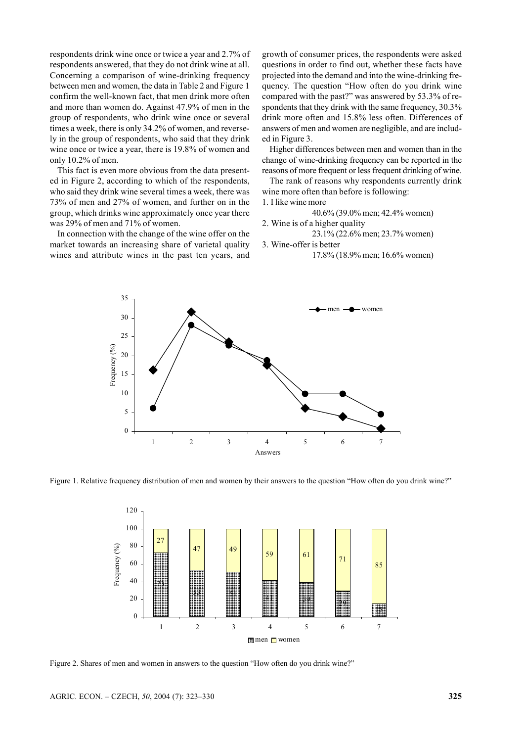respondents drink wine once or twice a year and 2.7% of respondents answered, that they do not drink wine at all. Concerning a comparison of wine-drinking frequency between men and women, the data in Table 2 and Figure 1 confirm the well-known fact, that men drink more often and more than women do. Against 47.9% of men in the group of respondents, who drink wine once or several times a week, there is only 34.2% of women, and reversely in the group of respondents, who said that they drink wine once or twice a year, there is 19.8% of women and only 10.2% of men.

This fact is even more obvious from the data presented in Figure 2, according to which of the respondents, who said they drink wine several times a week, there was 73% of men and 27% of women, and further on in the group, which drinks wine approximately once year there was 29% of men and 71% of women.

In connection with the change of the wine offer on the market towards an increasing share of varietal quality wines and attribute wines in the past ten years, and growth of consumer prices, the respondents were asked questions in order to find out, whether these facts have projected into the demand and into the wine-drinking frequency. The question "How often do you drink wine compared with the past?" was answered by 53.3% of respondents that they drink with the same frequency, 30.3% drink more often and 15.8% less often. Differences of answers of men and women are negligible, and are included in Figure 3.

Higher differences between men and women than in the change of wine-drinking frequency can be reported in the reasons of more frequent or less frequent drinking of wine.

The rank of reasons why respondents currently drink wine more often than before is following:

1. I like wine more
   40.6% (39.0% men; 42.4% women)
2. Wine is of a higher quality
   23.1% (22.6% men; 23.7% women)
3. Wine-offer is better
   17.8% (18.9% men; 16.6% women)

Figure 1. Relative frequency distribution of men and women by their answers to the question "How often do you drink wine?"

Figure 2. Shares of men and women in answers to the question "How often do you drink wine?"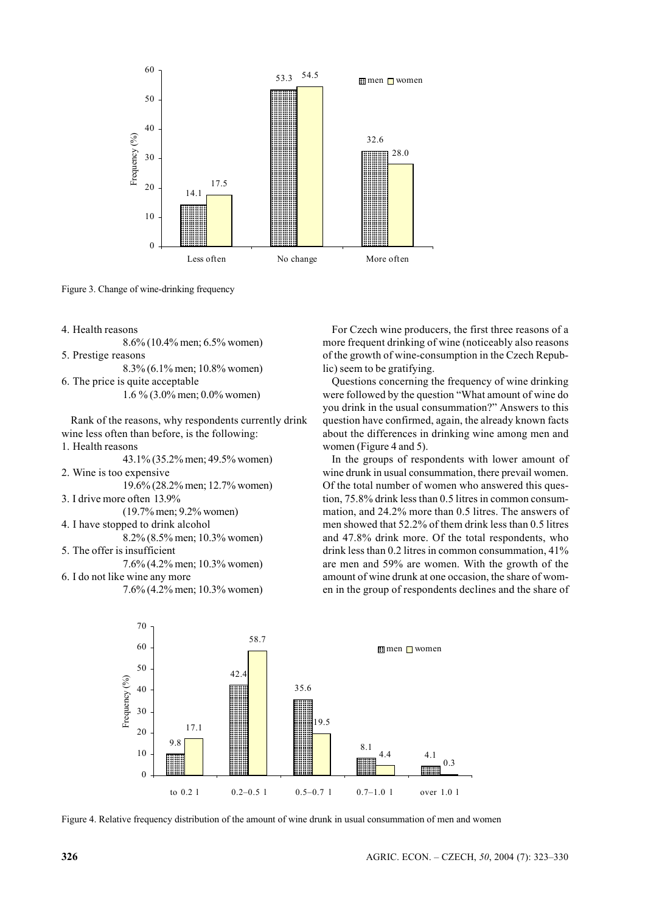Figure 3. Change of wine-drinking frequency

4. Health reasons
   8.6% (10.4% men; 6.5% women)
5. Prestige reasons
   8.3% (6.1% men; 10.8% women)
6. The price is quite acceptable
   1.6 % (3.0% men; 0.0% women)

Rank of the reasons, why respondents currently drink wine less often than before, is the following:

1. Health reasons
   43.1% (35.2% men; 49.5% women)
2. Wine is too expensive
   19.6% (28.2% men; 12.7% women)
3. I drive more often 13.9%
   (19.7% men; 9.2% women)
4. I have stopped to drink alcohol
   8.2% (8.5% men; 10.3% women)
5. The offer is insufficient
   7.6% (4.2% men; 10.3% women)
6. I do not like wine any more
   7.6% (4.2% men; 10.3% women)

For Czech wine producers, the first three reasons of a more frequent drinking of wine (noticeably also reasons of the growth of wine-consumption in the Czech Republic) seem to be gratifying.

Questions concerning the frequency of wine drinking were followed by the question "What amount of wine do you drink in the usual consummation?" Answers to this question have confirmed, again, the already known facts about the differences in drinking wine among men and women (Figure 4 and 5).

In the groups of respondents with lower amount of wine drunk in usual consummation, there prevail women. Of the total number of women who answered this question, 75.8% drink less than 0.5 litres in common consummation, and 24.2% more than 0.5 litres. The answers of men showed that 52.2% of them drink less than 0.5 litres and 47.8% drink more. Of the total respondents, who drink less than 0.2 litres in common consummation, 41% are men and 59% are women. With the growth of the amount of wine drunk at one occasion, the share of women in the group of respondents declines and the share of

Figure 4. Relative frequency distribution of the amount of wine drunk in usual consummation of men and women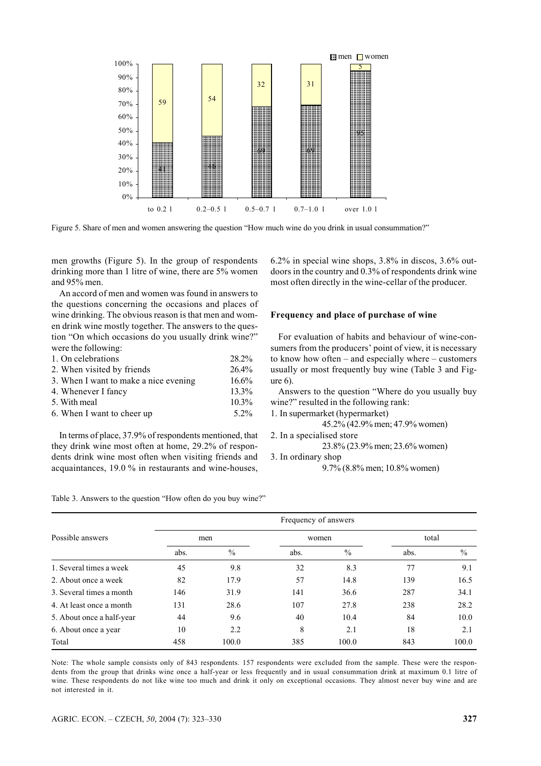Figure 5. Share of men and women answering the question "How much wine do you drink in usual consummation?"

men growths (Figure 5). In the group of respondents drinking more than 1 litre of wine, there are 5% women and 95% men.

An accord of men and women was found in answers to the questions concerning the occasions and places of wine drinking. The obvious reason is that men and women drink wine mostly together. The answers to the question "On which occasions do you usually drink wine?" were the following:

| | |
|---|---|
| 1. On celebrations | 28.2% |
| 2. When visited by friends | 26.4% |
| 3. When I want to make a nice evening | 16.6% |
| 4. Whenever I fancy | 13.3% |
| 5. With meal | 10.3% |
| 6. When I want to cheer up | 5.2% |

In terms of place, 37.9% of respondents mentioned, that they drink wine most often at home, 29.2% of respondents drink wine most often when visiting friends and acquaintances, 19.0 % in restaurants and wine-houses, 6.2% in special wine shops, 3.8% in discos, 3.6% outdoors in the country and 0.3% of respondents drink wine most often directly in the wine-cellar of the producer.

### Frequency and place of purchase of wine

For evaluation of habits and behaviour of wine-consumers from the producers' point of view, it is necessary to know how often – and especially where – customers usually or most frequently buy wine (Table 3 and Figure 6).

Answers to the question "Where do you usually buy wine?" resulted in the following rank:

1. In supermarket (hypermarket)
   45.2% (42.9% men; 47.9% women)
2. In a specialised store
   23.8% (23.9% men; 23.6% women)
3. In ordinary shop
   9.7% (8.8% men; 10.8% women)

Table 3. Answers to the question "How often do you buy wine?"

| Possible answers | Frequency of answers | | | | | |
|---|---|---|---|---|---|---|
| | men | | women | | total | |
| | abs. | % | abs. | % | abs. | % |
| 1. Several times a week | 45 | 9.8 | 32 | 8.3 | 77 | 9.1 |
| 2. About once a week | 82 | 17.9 | 57 | 14.8 | 139 | 16.5 |
| 3. Several times a month | 146 | 31.9 | 141 | 36.6 | 287 | 34.1 |
| 4. At least once a month | 131 | 28.6 | 107 | 27.8 | 238 | 28.2 |
| 5. About once a half-year | 44 | 9.6 | 40 | 10.4 | 84 | 10.0 |
| 6. About once a year | 10 | 2.2 | 8 | 2.1 | 18 | 2.1 |
| Total | 458 | 100.0 | 385 | 100.0 | 843 | 100.0 |

Note: The whole sample consists only of 843 respondents. 157 respondents were excluded from the sample. These were the respondents from the group that drinks wine once a half-year or less frequently and in usual consummation drink at maximum 0.1 litre of wine. These respondents do not like wine too much and drink it only on exceptional occasions. They almost never buy wine and are not interested in it.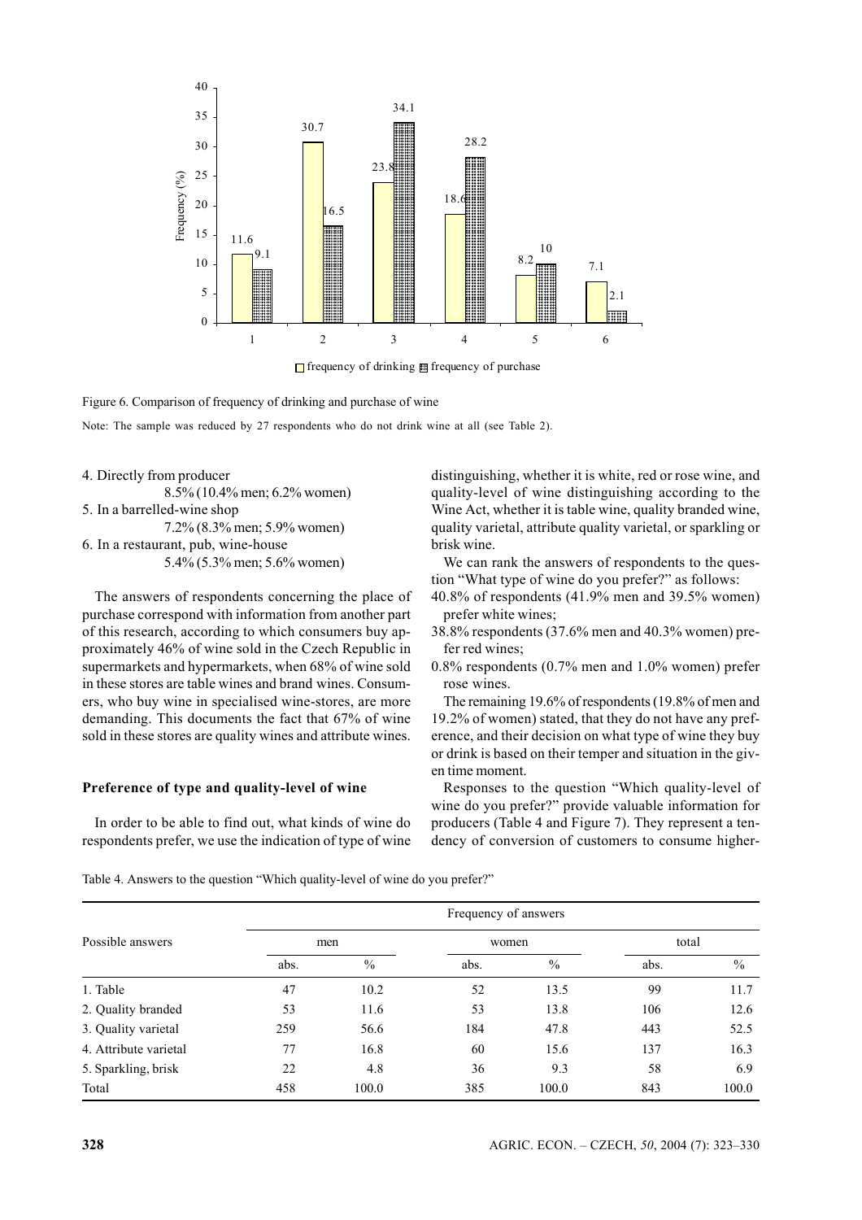Figure 6. Comparison of frequency of drinking and purchase of wine

Note: The sample was reduced by 27 respondents who do not drink wine at all (see Table 2).

4. Directly from producer
   8.5% (10.4% men; 6.2% women)
5. In a barrelled-wine shop
   7.2% (8.3% men; 5.9% women)
6. In a restaurant, pub, wine-house
   5.4% (5.3% men; 5.6% women)

The answers of respondents concerning the place of purchase correspond with information from another part of this research, according to which consumers buy approximately 46% of wine sold in the Czech Republic in supermarkets and hypermarkets, when 68% of wine sold in these stores are table wines and brand wines. Consumers, who buy wine in specialised wine-stores, are more demanding. This documents the fact that 67% of wine sold in these stores are quality wines and attribute wines.

### Preference of type and quality-level of wine

In order to be able to find out, what kinds of wine do respondents prefer, we use the indication of type of wine distinguishing, whether it is white, red or rose wine, and quality-level of wine distinguishing according to the Wine Act, whether it is table wine, quality branded wine, quality varietal, attribute quality varietal, or sparkling or brisk wine.

We can rank the answers of respondents to the question "What type of wine do you prefer?" as follows:

- 40.8% of respondents (41.9% men and 39.5% women) prefer white wines;
- 38.8% respondents (37.6% men and 40.3% women) prefer red wines;
- 0.8% respondents (0.7% men and 1.0% women) prefer rose wines.

The remaining 19.6% of respondents (19.8% of men and 19.2% of women) stated, that they do not have any preference, and their decision on what type of wine they buy or drink is based on their temper and situation in the given time moment.

Responses to the question "Which quality-level of wine do you prefer?" provide valuable information for producers (Table 4 and Figure 7). They represent a tendency of conversion of customers to consume higher-

Table 4. Answers to the question "Which quality-level of wine do you prefer?"

| Possible answers | Frequency of answers | | | | | |
|---|---|---|---|---|---|---|
| | men | | women | | total | |
| | abs. | % | abs. | % | abs. | % |
| 1. Table | 47 | 10.2 | 52 | 13.5 | 99 | 11.7 |
| 2. Quality branded | 53 | 11.6 | 53 | 13.8 | 106 | 12.6 |
| 3. Quality varietal | 259 | 56.6 | 184 | 47.8 | 443 | 52.5 |
| 4. Attribute varietal | 77 | 16.8 | 60 | 15.6 | 137 | 16.3 |
| 5. Sparkling, brisk | 22 | 4.8 | 36 | 9.3 | 58 | 6.9 |
| Total | 458 | 100.0 | 385 | 100.0 | 843 | 100.0 |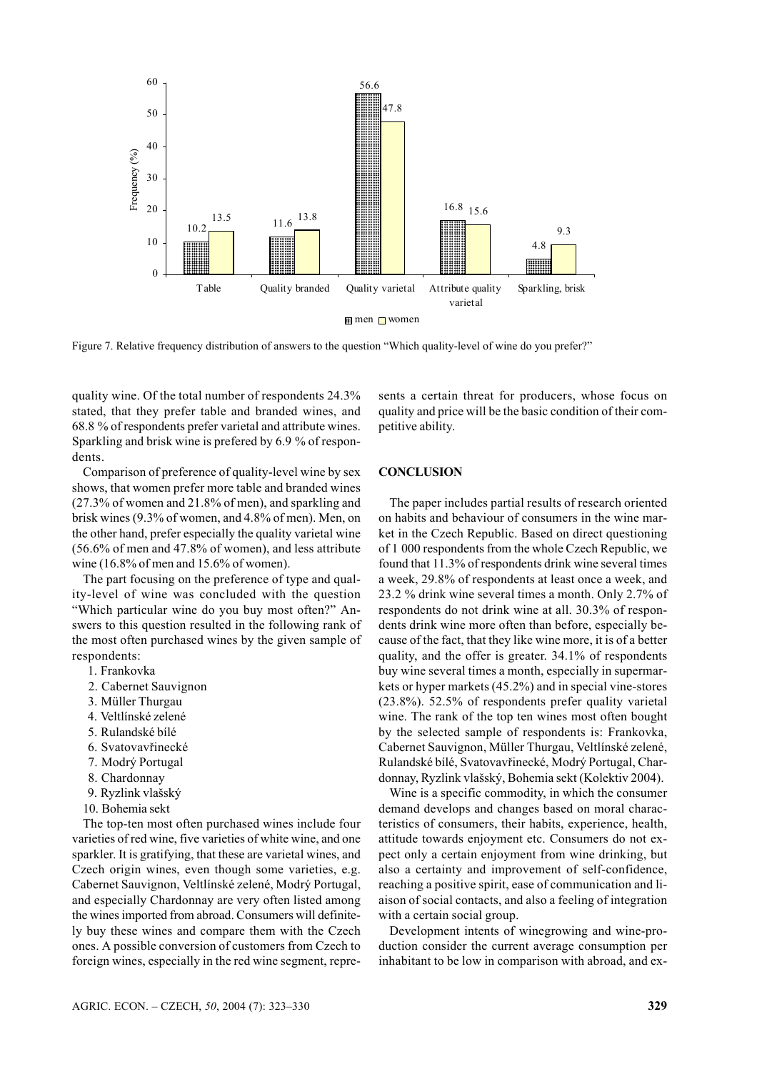Figure 7. Relative frequency distribution of answers to the question "Which quality-level of wine do you prefer?"

quality wine. Of the total number of respondents 24.3% stated, that they prefer table and branded wines, and 68.8 % of respondents prefer varietal and attribute wines. Sparkling and brisk wine is prefered by 6.9 % of respondents.

Comparison of preference of quality-level wine by sex shows, that women prefer more table and branded wines (27.3% of women and 21.8% of men), and sparkling and brisk wines (9.3% of women, and 4.8% of men). Men, on the other hand, prefer especially the quality varietal wine (56.6% of men and 47.8% of women), and less attribute wine (16.8% of men and 15.6% of women).

The part focusing on the preference of type and quality-level of wine was concluded with the question "Which particular wine do you buy most often?" Answers to this question resulted in the following rank of the most often purchased wines by the given sample of respondents:

1. Frankovka
2. Cabernet Sauvignon
3. Müller Thurgau
4. Veltlínské zelené
5. Rulandské bílé
6. Svatovavřinecké
7. Modrý Portugal
8. Chardonnay
9. Ryzlink vlašský
10. Bohemia sekt

The top-ten most often purchased wines include four varieties of red wine, five varieties of white wine, and one sparkler. It is gratifying, that these are varietal wines, and Czech origin wines, even though some varieties, e.g. Cabernet Sauvignon, Veltlínské zelené, Modrý Portugal, and especially Chardonnay are very often listed among the wines imported from abroad. Consumers will definitely buy these wines and compare them with the Czech ones. A possible conversion of customers from Czech to foreign wines, especially in the red wine segment, represents a certain threat for producers, whose focus on quality and price will be the basic condition of their competitive ability.

## CONCLUSION

The paper includes partial results of research oriented on habits and behaviour of consumers in the wine market in the Czech Republic. Based on direct questioning of 1 000 respondents from the whole Czech Republic, we found that 11.3% of respondents drink wine several times a week, 29.8% of respondents at least once a week, and 23.2 % drink wine several times a month. Only 2.7% of respondents do not drink wine at all. 30.3% of respondents drink wine more often than before, especially because of the fact, that they like wine more, it is of a better quality, and the offer is greater. 34.1% of respondents buy wine several times a month, especially in supermarkets or hyper markets (45.2%) and in special vine-stores (23.8%). 52.5% of respondents prefer quality varietal wine. The rank of the top ten wines most often bought by the selected sample of respondents is: Frankovka, Cabernet Sauvignon, Müller Thurgau, Veltlínské zelené, Rulandské bílé, Svatovavřinecké, Modrý Portugal, Chardonnay, Ryzlink vlašský, Bohemia sekt (Kolektiv 2004).

Wine is a specific commodity, in which the consumer demand develops and changes based on moral characteristics of consumers, their habits, experience, health, attitude towards enjoyment etc. Consumers do not expect only a certain enjoyment from wine drinking, but also a certainty and improvement of self-confidence, reaching a positive spirit, ease of communication and liaison of social contacts, and also a feeling of integration with a certain social group.

Development intents of winegrowing and wine-production consider the current average consumption per inhabitant to be low in comparison with abroad, and ex-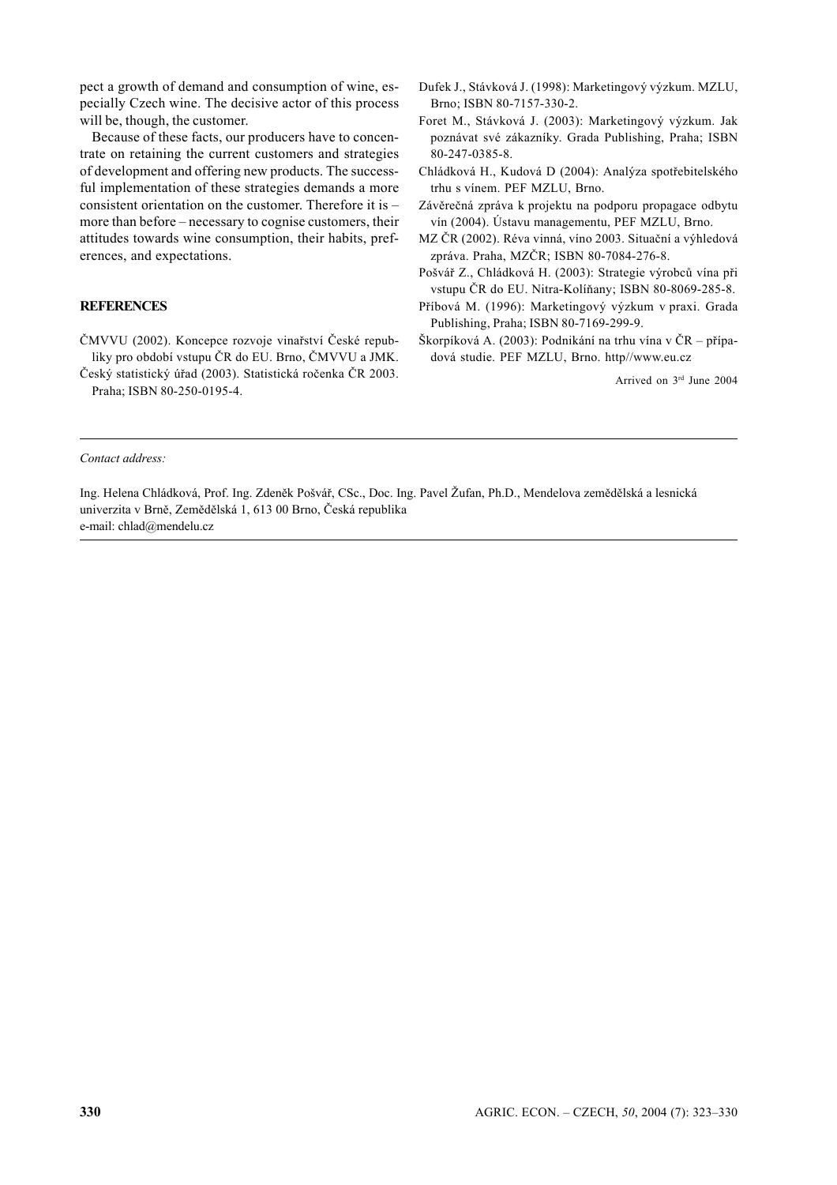pect a growth of demand and consumption of wine, especially Czech wine. The decisive actor of this process will be, though, the customer.

Because of these facts, our producers have to concentrate on retaining the current customers and strategies of development and offering new products. The successful implementation of these strategies demands a more consistent orientation on the customer. Therefore it is – more than before – necessary to cognise customers, their attitudes towards wine consumption, their habits, preferences, and expectations.

## REFERENCES

ČMVVU (2002). Koncepce rozvoje vinařství České republiky pro období vstupu ČR do EU. Brno, ČMVVU a JMK.

Český statistický úřad (2003). Statistická ročenka ČR 2003. Praha; ISBN 80-250-0195-4.

Dufek J., Stávková J. (1998): Marketingový výzkum. MZLU, Brno; ISBN 80-7157-330-2.

Foret M., Stávková J. (2003): Marketingový výzkum. Jak poznávat své zákazníky. Grada Publishing, Praha; ISBN 80-247-0385-8.

Chládková H., Kudová D (2004): Analýza spotřebitelského trhu s vínem. PEF MZLU, Brno.

Závěrečná zpráva k projektu na podporu propagace odbytu vín (2004). Ústavu managementu, PEF MZLU, Brno.

MZ ČR (2002). Réva vinná, víno 2003. Situační a výhledová zpráva. Praha, MZČR; ISBN 80-7084-276-8.

Pošvář Z., Chládková H. (2003): Strategie výrobců vína při vstupu ČR do EU. Nitra-Kolíňany; ISBN 80-8069-285-8.

Příbová M. (1996): Marketingový výzkum v praxi. Grada Publishing, Praha; ISBN 80-7169-299-9.

Škorpíková A. (2003): Podnikání na trhu vína v ČR – případová studie. PEF MZLU, Brno. http//www.eu.cz

Arrived on 3rd June 2004

*Contact address:*

Ing. Helena Chládková, Prof. Ing. Zdeněk Pošvář, CSc., Doc. Ing. Pavel Žufan, Ph.D., Mendelova zemědělská a lesnická univerzita v Brně, Zemědělská 1, 613 00 Brno, Česká republika
e-mail: chlad@mendelu.cz